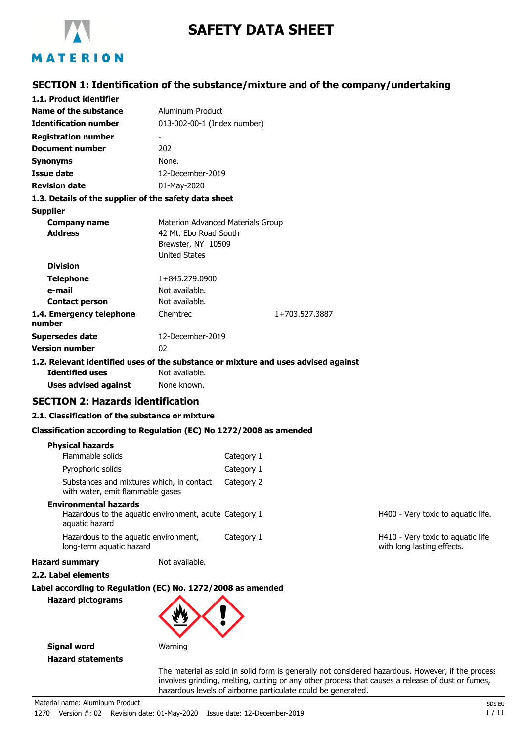# SAFETY DATA SHEET

## SECTION 1: Identification of the substance/mixture and of the company/undertaking

**1.1. Product identifier**

| | |
|---|---|
| **Name of the substance** | Aluminum Product |
| **Identification number** | 013-002-00-1 (Index number) |
| **Registration number** | - |
| **Document number** | 202 |
| **Synonyms** | None. |
| **Issue date** | 12-December-2019 |
| **Revision date** | 01-May-2020 |

**1.3. Details of the supplier of the safety data sheet**

**Supplier**

| | |
|---|---|
| **Company name** | Materion Advanced Materials Group |
| **Address** | 42 Mt. Ebo Road South<br>Brewster, NY 10509<br>United States |
| **Division** | |
| **Telephone** | 1+845.279.0900 |
| **e-mail** | Not available. |
| **Contact person** | Not available. |
| **1.4. Emergency telephone number** | Chemtrec 1+703.527.3887 |
| **Supersedes date** | 12-December-2019 |
| **Version number** | 02 |

**1.2. Relevant identified uses of the substance or mixture and uses advised against**

| | |
|---|---|
| **Identified uses** | Not available. |
| **Uses advised against** | None known. |

## SECTION 2: Hazards identification

**2.1. Classification of the substance or mixture**

**Classification according to Regulation (EC) No 1272/2008 as amended**

| **Physical hazards** | | |
|---|---|---|
| Flammable solids | Category 1 | |
| Pyrophoric solids | Category 1 | |
| Substances and mixtures which, in contact with water, emit flammable gases | Category 2 | |
| **Environmental hazards** | | |
| Hazardous to the aquatic environment, acute aquatic hazard | Category 1 | H400 - Very toxic to aquatic life. |
| Hazardous to the aquatic environment, long-term aquatic hazard | Category 1 | H410 - Very toxic to aquatic life with long lasting effects. |

**Hazard summary** Not available.

**2.2. Label elements**

**Label according to Regulation (EC) No. 1272/2008 as amended**

**Hazard pictograms**

**Signal word** Warning

**Hazard statements**

The material as sold in solid form is generally not considered hazardous. However, if the process involves grinding, melting, cutting or any other process that causes a release of dust or fumes, hazardous levels of airborne particulate could be generated.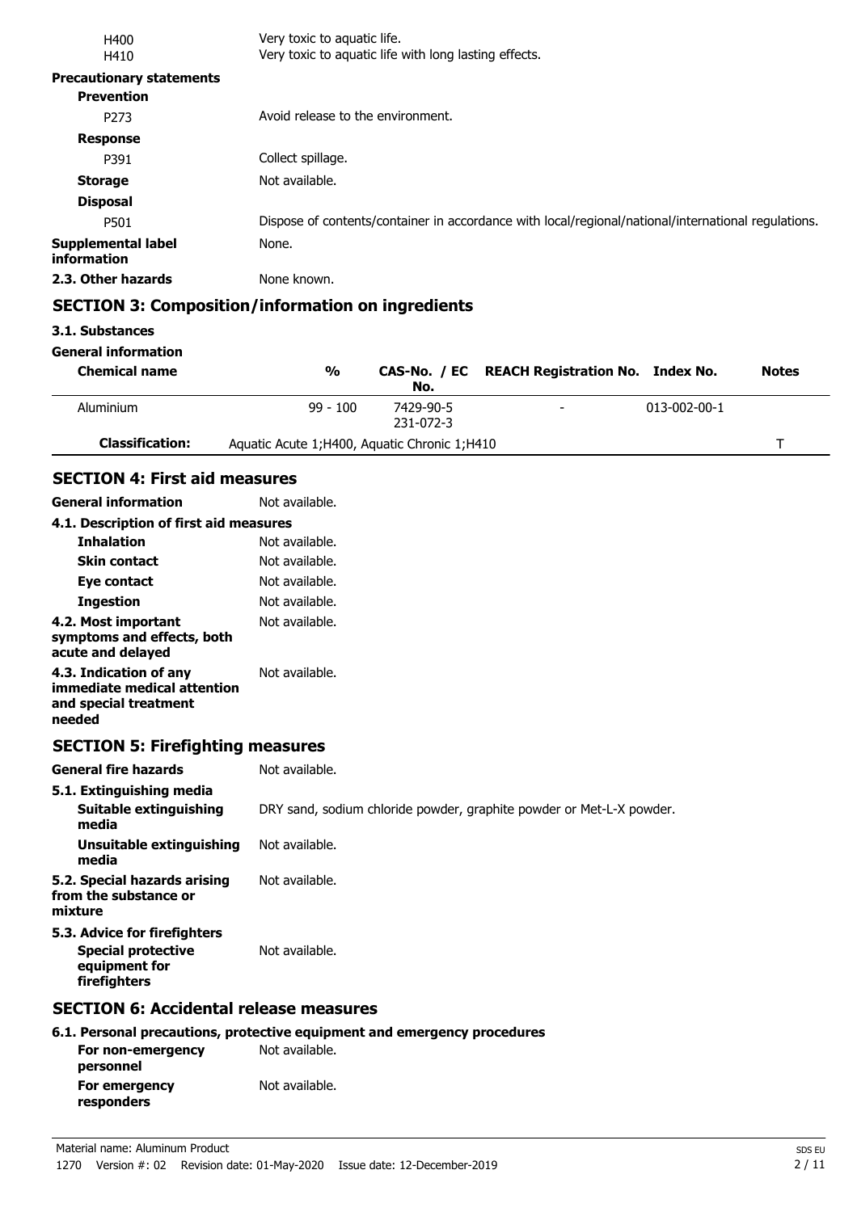| | |
|---|---|
| H400 | Very toxic to aquatic life. |
| H410 | Very toxic to aquatic life with long lasting effects. |

**Precautionary statements**

**Prevention**

| | |
|---|---|
| P273 | Avoid release to the environment. |

**Response**

| | |
|---|---|
| P391 | Collect spillage. |
| **Storage** | Not available. |

**Disposal**

| | |
|---|---|
| P501 | Dispose of contents/container in accordance with local/regional/national/international regulations. |
| **Supplemental label information** | None. |
| **2.3. Other hazards** | None known. |

## SECTION 3: Composition/information on ingredients

### 3.1. Substances

**General information**

| Chemical name | % | CAS-No. / EC No. | REACH Registration No. | Index No. | Notes |
|---|---|---|---|---|---|
| Aluminium | 99 - 100 | 7429-90-5<br>231-072-3 | - | 013-002-00-1 | |
| **Classification:** | Aquatic Acute 1;H400, Aquatic Chronic 1;H410 | | | | T |

## SECTION 4: First aid measures

| | |
|---|---|
| **General information** | Not available. |

**4.1. Description of first aid measures**

| | |
|---|---|
| **Inhalation** | Not available. |
| **Skin contact** | Not available. |
| **Eye contact** | Not available. |
| **Ingestion** | Not available. |
| **4.2. Most important symptoms and effects, both acute and delayed** | Not available. |
| **4.3. Indication of any immediate medical attention and special treatment needed** | Not available. |

## SECTION 5: Firefighting measures

| | |
|---|---|
| **General fire hazards** | Not available. |

**5.1. Extinguishing media**

| | |
|---|---|
| **Suitable extinguishing media** | DRY sand, sodium chloride powder, graphite powder or Met-L-X powder. |
| **Unsuitable extinguishing media** | Not available. |
| **5.2. Special hazards arising from the substance or mixture** | Not available. |

**5.3. Advice for firefighters**

| | |
|---|---|
| **Special protective equipment for firefighters** | Not available. |

## SECTION 6: Accidental release measures

**6.1. Personal precautions, protective equipment and emergency procedures**

| | |
|---|---|
| **For non-emergency personnel** | Not available. |
| **For emergency responders** | Not available. |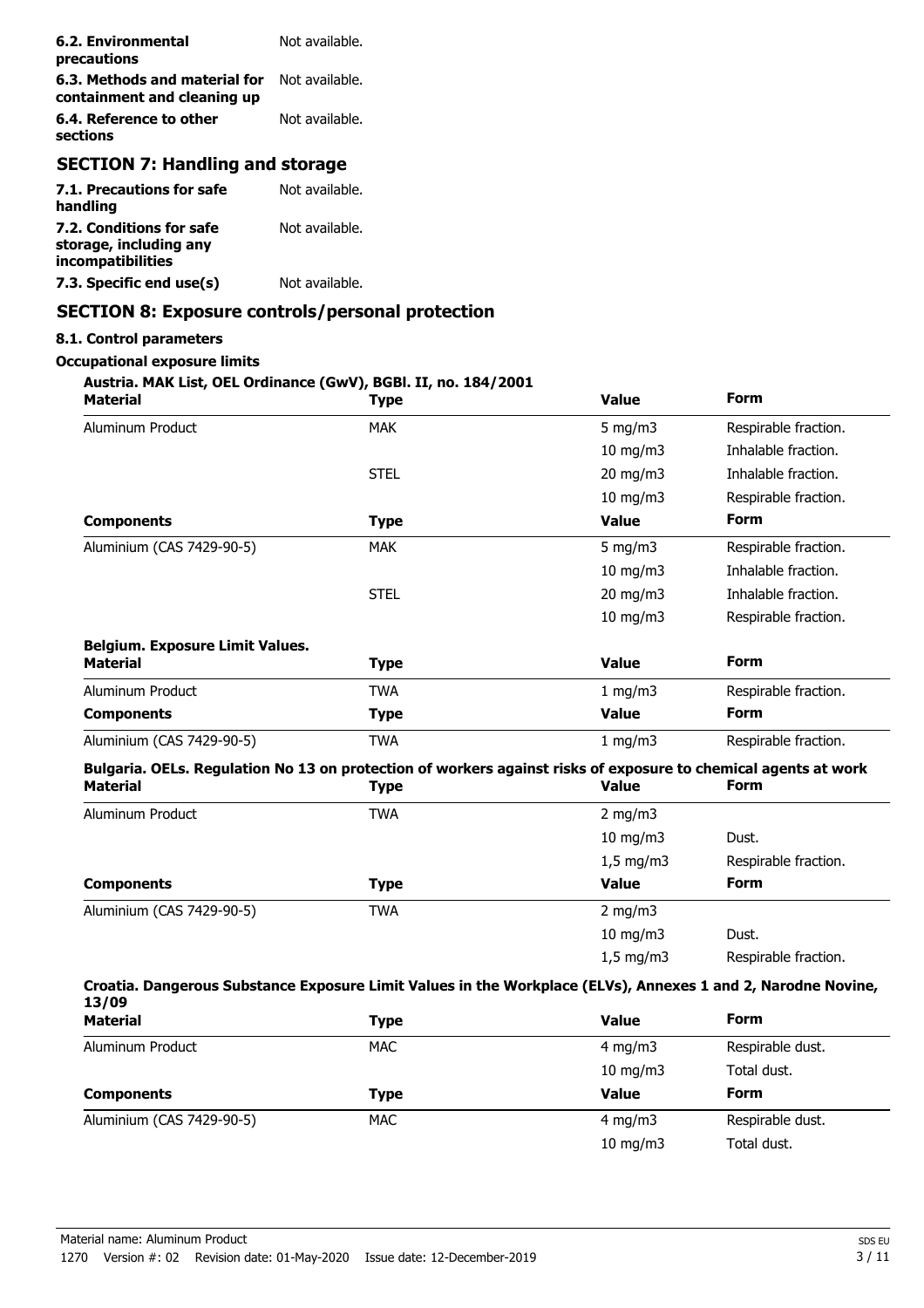| | |
|---|---|
| **6.2. Environmental precautions** | Not available. |
| **6.3. Methods and material for containment and cleaning up** | Not available. |
| **6.4. Reference to other sections** | Not available. |

## SECTION 7: Handling and storage

| | |
|---|---|
| **7.1. Precautions for safe handling** | Not available. |
| **7.2. Conditions for safe storage, including any incompatibilities** | Not available. |
| **7.3. Specific end use(s)** | Not available. |

## SECTION 8: Exposure controls/personal protection

### 8.1. Control parameters

**Occupational exposure limits**

**Austria. MAK List, OEL Ordinance (GwV), BGBl. II, no. 184/2001**

| Material | Type | Value | Form |
|---|---|---|---|
| Aluminum Product | MAK | 5 mg/m3 | Respirable fraction. |
| | | 10 mg/m3 | Inhalable fraction. |
| | STEL | 20 mg/m3 | Inhalable fraction. |
| | | 10 mg/m3 | Respirable fraction. |
| **Components** | **Type** | **Value** | **Form** |
| Aluminium (CAS 7429-90-5) | MAK | 5 mg/m3 | Respirable fraction. |
| | | 10 mg/m3 | Inhalable fraction. |
| | STEL | 20 mg/m3 | Inhalable fraction. |
| | | 10 mg/m3 | Respirable fraction. |

**Belgium. Exposure Limit Values.**

| Material | Type | Value | Form |
|---|---|---|---|
| Aluminum Product | TWA | 1 mg/m3 | Respirable fraction. |
| **Components** | **Type** | **Value** | **Form** |
| Aluminium (CAS 7429-90-5) | TWA | 1 mg/m3 | Respirable fraction. |

**Bulgaria. OELs. Regulation No 13 on protection of workers against risks of exposure to chemical agents at work**

| Material | Type | Value | Form |
|---|---|---|---|
| Aluminum Product | TWA | 2 mg/m3 | |
| | | 10 mg/m3 | Dust. |
| | | 1,5 mg/m3 | Respirable fraction. |
| **Components** | **Type** | **Value** | **Form** |
| Aluminium (CAS 7429-90-5) | TWA | 2 mg/m3 | |
| | | 10 mg/m3 | Dust. |
| | | 1,5 mg/m3 | Respirable fraction. |

**Croatia. Dangerous Substance Exposure Limit Values in the Workplace (ELVs), Annexes 1 and 2, Narodne Novine, 13/09**

| Material | Type | Value | Form |
|---|---|---|---|
| Aluminum Product | MAC | 4 mg/m3 | Respirable dust. |
| | | 10 mg/m3 | Total dust. |
| **Components** | **Type** | **Value** | **Form** |
| Aluminium (CAS 7429-90-5) | MAC | 4 mg/m3 | Respirable dust. |
| | | 10 mg/m3 | Total dust. |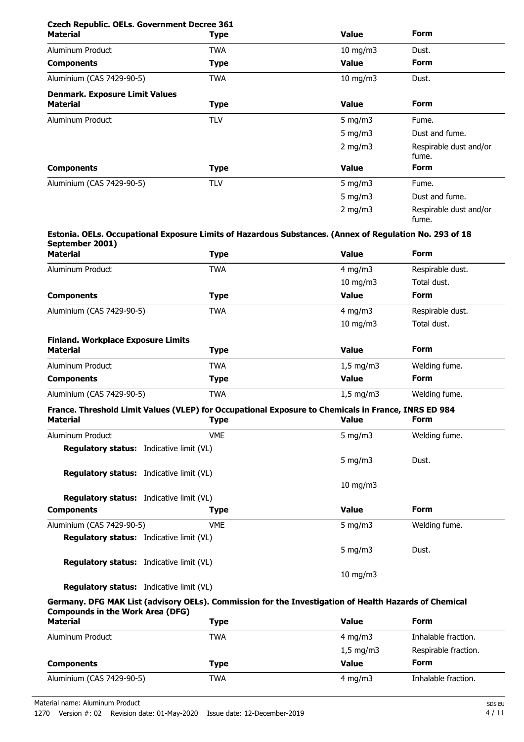**Czech Republic. OELs. Government Decree 361**

| Material | Type | Value | Form |
|---|---|---|---|
| Aluminum Product | TWA | 10 mg/m3 | Dust. |
| **Components** | **Type** | **Value** | **Form** |
| Aluminium (CAS 7429-90-5) | TWA | 10 mg/m3 | Dust. |

**Denmark. Exposure Limit Values**

| Material | Type | Value | Form |
|---|---|---|---|
| Aluminum Product | TLV | 5 mg/m3 | Fume. |
| | | 5 mg/m3 | Dust and fume. |
| | | 2 mg/m3 | Respirable dust and/or fume. |
| **Components** | **Type** | **Value** | **Form** |
| Aluminium (CAS 7429-90-5) | TLV | 5 mg/m3 | Fume. |
| | | 5 mg/m3 | Dust and fume. |
| | | 2 mg/m3 | Respirable dust and/or fume. |

**Estonia. OELs. Occupational Exposure Limits of Hazardous Substances. (Annex of Regulation No. 293 of 18 September 2001)**

| Material | Type | Value | Form |
|---|---|---|---|
| Aluminum Product | TWA | 4 mg/m3 | Respirable dust. |
| | | 10 mg/m3 | Total dust. |
| **Components** | **Type** | **Value** | **Form** |
| Aluminium (CAS 7429-90-5) | TWA | 4 mg/m3 | Respirable dust. |
| | | 10 mg/m3 | Total dust. |

**Finland. Workplace Exposure Limits**

| Material | Type | Value | Form |
|---|---|---|---|
| Aluminum Product | TWA | 1,5 mg/m3 | Welding fume. |
| **Components** | **Type** | **Value** | **Form** |
| Aluminium (CAS 7429-90-5) | TWA | 1,5 mg/m3 | Welding fume. |

**France. Threshold Limit Values (VLEP) for Occupational Exposure to Chemicals in France, INRS ED 984**

| Material | Type | Value | Form |
|---|---|---|---|
| Aluminum Product | VME | 5 mg/m3 | Welding fume. |
| **Regulatory status:** Indicative limit (VL) | | | |
| | | 5 mg/m3 | Dust. |
| **Regulatory status:** Indicative limit (VL) | | | |
| | | 10 mg/m3 | |
| **Regulatory status:** Indicative limit (VL) | | | |
| **Components** | **Type** | **Value** | **Form** |
| Aluminium (CAS 7429-90-5) | VME | 5 mg/m3 | Welding fume. |
| **Regulatory status:** Indicative limit (VL) | | | |
| | | 5 mg/m3 | Dust. |
| **Regulatory status:** Indicative limit (VL) | | | |
| | | 10 mg/m3 | |
| **Regulatory status:** Indicative limit (VL) | | | |

**Germany. DFG MAK List (advisory OELs). Commission for the Investigation of Health Hazards of Chemical Compounds in the Work Area (DFG)**

| Material | Type | Value | Form |
|---|---|---|---|
| Aluminum Product | TWA | 4 mg/m3 | Inhalable fraction. |
| | | 1,5 mg/m3 | Respirable fraction. |
| **Components** | **Type** | **Value** | **Form** |
| Aluminium (CAS 7429-90-5) | TWA | 4 mg/m3 | Inhalable fraction. |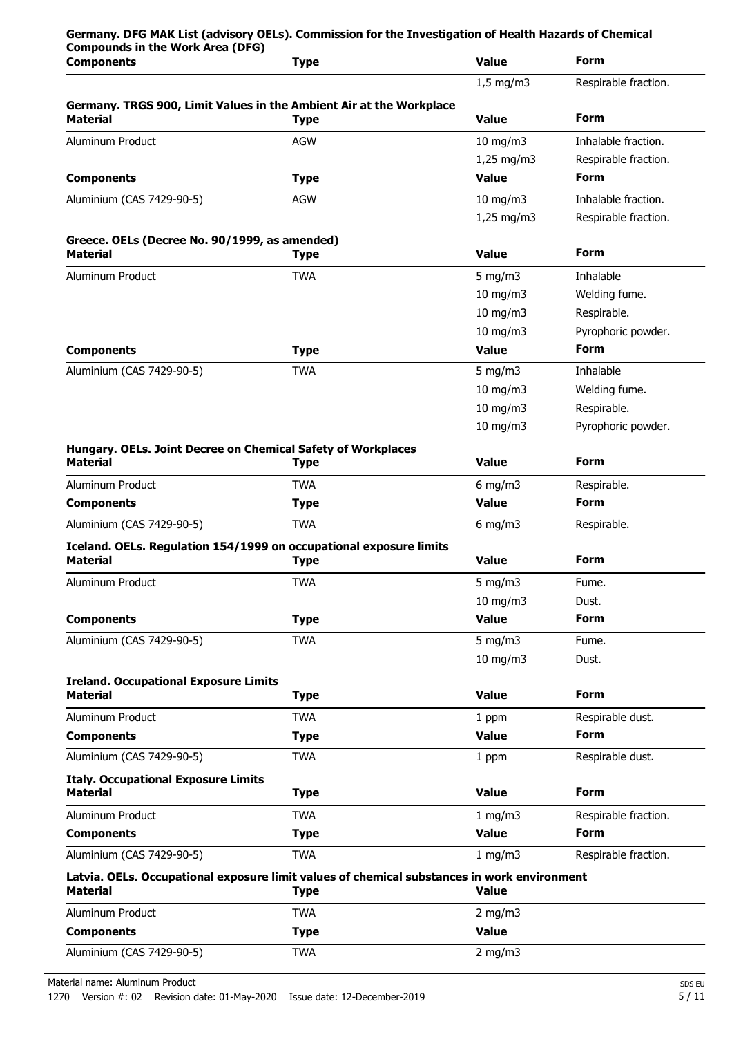**Germany. DFG MAK List (advisory OELs). Commission for the Investigation of Health Hazards of Chemical Compounds in the Work Area (DFG)**

| Components | Type | Value | Form |
|---|---|---|---|
| | | 1,5 mg/m3 | Respirable fraction. |

**Germany. TRGS 900, Limit Values in the Ambient Air at the Workplace**

| Material | Type | Value | Form |
|---|---|---|---|
| Aluminum Product | AGW | 10 mg/m3 | Inhalable fraction. |
| | | 1,25 mg/m3 | Respirable fraction. |
| **Components** | **Type** | **Value** | **Form** |
| Aluminium (CAS 7429-90-5) | AGW | 10 mg/m3 | Inhalable fraction. |
| | | 1,25 mg/m3 | Respirable fraction. |

**Greece. OELs (Decree No. 90/1999, as amended)**

| Material | Type | Value | Form |
|---|---|---|---|
| Aluminum Product | TWA | 5 mg/m3 | Inhalable |
| | | 10 mg/m3 | Welding fume. |
| | | 10 mg/m3 | Respirable. |
| | | 10 mg/m3 | Pyrophoric powder. |
| **Components** | **Type** | **Value** | **Form** |
| Aluminium (CAS 7429-90-5) | TWA | 5 mg/m3 | Inhalable |
| | | 10 mg/m3 | Welding fume. |
| | | 10 mg/m3 | Respirable. |
| | | 10 mg/m3 | Pyrophoric powder. |

**Hungary. OELs. Joint Decree on Chemical Safety of Workplaces**

| Material | Type | Value | Form |
|---|---|---|---|
| Aluminum Product | TWA | 6 mg/m3 | Respirable. |
| **Components** | **Type** | **Value** | **Form** |
| Aluminium (CAS 7429-90-5) | TWA | 6 mg/m3 | Respirable. |

**Iceland. OELs. Regulation 154/1999 on occupational exposure limits**

| Material | Type | Value | Form |
|---|---|---|---|
| Aluminum Product | TWA | 5 mg/m3 | Fume. |
| | | 10 mg/m3 | Dust. |
| **Components** | **Type** | **Value** | **Form** |
| Aluminium (CAS 7429-90-5) | TWA | 5 mg/m3 | Fume. |
| | | 10 mg/m3 | Dust. |

**Ireland. Occupational Exposure Limits**

| Material | Type | Value | Form |
|---|---|---|---|
| Aluminum Product | TWA | 1 ppm | Respirable dust. |
| **Components** | **Type** | **Value** | **Form** |
| Aluminium (CAS 7429-90-5) | TWA | 1 ppm | Respirable dust. |

**Italy. Occupational Exposure Limits**

| Material | Type | Value | Form |
|---|---|---|---|
| Aluminum Product | TWA | 1 mg/m3 | Respirable fraction. |
| **Components** | **Type** | **Value** | **Form** |
| Aluminium (CAS 7429-90-5) | TWA | 1 mg/m3 | Respirable fraction. |

**Latvia. OELs. Occupational exposure limit values of chemical substances in work environment**

| Material | Type | Value |
|---|---|---|
| Aluminum Product | TWA | 2 mg/m3 |
| **Components** | **Type** | **Value** |
| Aluminium (CAS 7429-90-5) | TWA | 2 mg/m3 |

Material name: Aluminum Product

1270 Version #: 02 Revision date: 01-May-2020 Issue date: 12-December-2019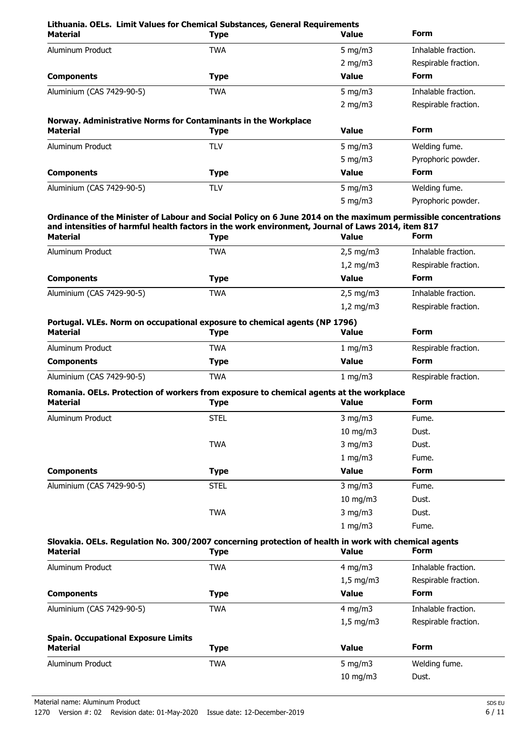**Lithuania. OELs. Limit Values for Chemical Substances, General Requirements**

| Material | Type | Value | Form |
|---|---|---|---|
| Aluminum Product | TWA | 5 mg/m3 | Inhalable fraction. |
| | | 2 mg/m3 | Respirable fraction. |
| **Components** | **Type** | **Value** | **Form** |
| Aluminium (CAS 7429-90-5) | TWA | 5 mg/m3 | Inhalable fraction. |
| | | 2 mg/m3 | Respirable fraction. |

**Norway. Administrative Norms for Contaminants in the Workplace**

| Material | Type | Value | Form |
|---|---|---|---|
| Aluminum Product | TLV | 5 mg/m3 | Welding fume. |
| | | 5 mg/m3 | Pyrophoric powder. |
| **Components** | **Type** | **Value** | **Form** |
| Aluminium (CAS 7429-90-5) | TLV | 5 mg/m3 | Welding fume. |
| | | 5 mg/m3 | Pyrophoric powder. |

**Ordinance of the Minister of Labour and Social Policy on 6 June 2014 on the maximum permissible concentrations and intensities of harmful health factors in the work environment, Journal of Laws 2014, item 817**

| Material | Type | Value | Form |
|---|---|---|---|
| Aluminum Product | TWA | 2,5 mg/m3 | Inhalable fraction. |
| | | 1,2 mg/m3 | Respirable fraction. |
| **Components** | **Type** | **Value** | **Form** |
| Aluminium (CAS 7429-90-5) | TWA | 2,5 mg/m3 | Inhalable fraction. |
| | | 1,2 mg/m3 | Respirable fraction. |

**Portugal. VLEs. Norm on occupational exposure to chemical agents (NP 1796)**

| Material | Type | Value | Form |
|---|---|---|---|
| Aluminum Product | TWA | 1 mg/m3 | Respirable fraction. |
| **Components** | **Type** | **Value** | **Form** |
| Aluminium (CAS 7429-90-5) | TWA | 1 mg/m3 | Respirable fraction. |

**Romania. OELs. Protection of workers from exposure to chemical agents at the workplace**

| Material | Type | Value | Form |
|---|---|---|---|
| Aluminum Product | STEL | 3 mg/m3 | Fume. |
| | | 10 mg/m3 | Dust. |
| | TWA | 3 mg/m3 | Dust. |
| | | 1 mg/m3 | Fume. |
| **Components** | **Type** | **Value** | **Form** |
| Aluminium (CAS 7429-90-5) | STEL | 3 mg/m3 | Fume. |
| | | 10 mg/m3 | Dust. |
| | TWA | 3 mg/m3 | Dust. |
| | | 1 mg/m3 | Fume. |

**Slovakia. OELs. Regulation No. 300/2007 concerning protection of health in work with chemical agents**

| Material | Type | Value | Form |
|---|---|---|---|
| Aluminum Product | TWA | 4 mg/m3 | Inhalable fraction. |
| | | 1,5 mg/m3 | Respirable fraction. |
| **Components** | **Type** | **Value** | **Form** |
| Aluminium (CAS 7429-90-5) | TWA | 4 mg/m3 | Inhalable fraction. |
| | | 1,5 mg/m3 | Respirable fraction. |

**Spain. Occupational Exposure Limits**

| Material | Type | Value | Form |
|---|---|---|---|
| Aluminum Product | TWA | 5 mg/m3 | Welding fume. |
| | | 10 mg/m3 | Dust. |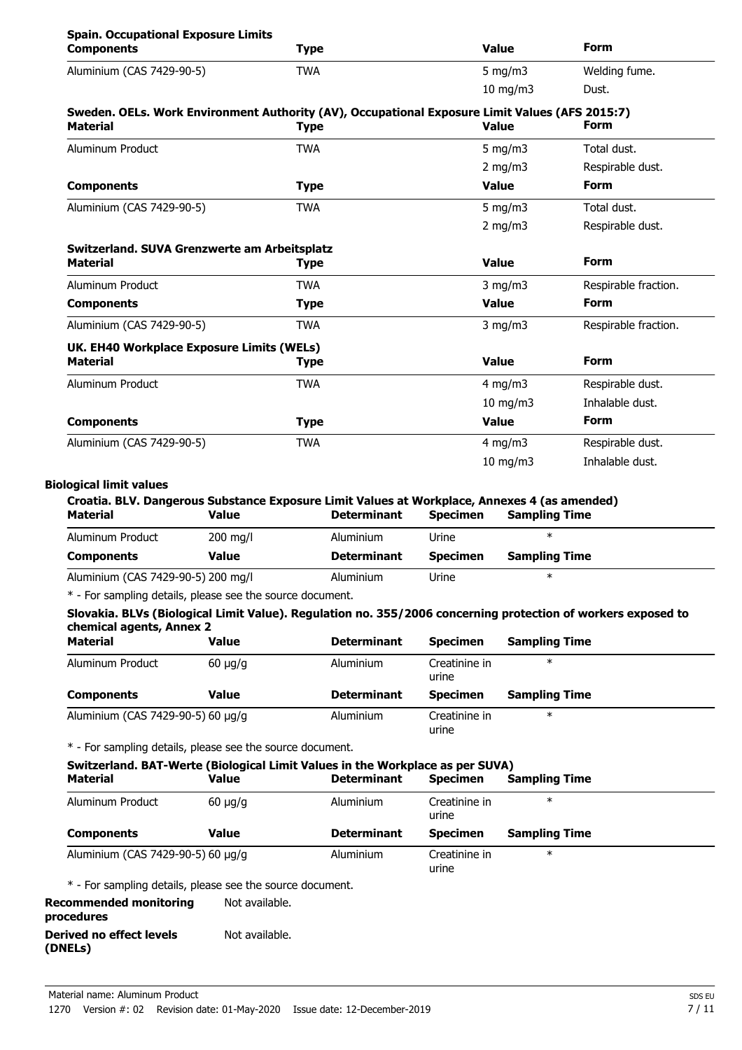**Spain. Occupational Exposure Limits**

| Components | Type | Value | Form |
|---|---|---|---|
| Aluminium (CAS 7429-90-5) | TWA | 5 mg/m3 | Welding fume. |
| | | 10 mg/m3 | Dust. |

**Sweden. OELs. Work Environment Authority (AV), Occupational Exposure Limit Values (AFS 2015:7)**

| Material | Type | Value | Form |
|---|---|---|---|
| Aluminum Product | TWA | 5 mg/m3 | Total dust. |
| | | 2 mg/m3 | Respirable dust. |
| **Components** | **Type** | **Value** | **Form** |
| Aluminium (CAS 7429-90-5) | TWA | 5 mg/m3 | Total dust. |
| | | 2 mg/m3 | Respirable dust. |

**Switzerland. SUVA Grenzwerte am Arbeitsplatz**

| Material | Type | Value | Form |
|---|---|---|---|
| Aluminum Product | TWA | 3 mg/m3 | Respirable fraction. |
| **Components** | **Type** | **Value** | **Form** |
| Aluminium (CAS 7429-90-5) | TWA | 3 mg/m3 | Respirable fraction. |

**UK. EH40 Workplace Exposure Limits (WELs)**

| Material | Type | Value | Form |
|---|---|---|---|
| Aluminum Product | TWA | 4 mg/m3 | Respirable dust. |
| | | 10 mg/m3 | Inhalable dust. |
| **Components** | **Type** | **Value** | **Form** |
| Aluminium (CAS 7429-90-5) | TWA | 4 mg/m3 | Respirable dust. |
| | | 10 mg/m3 | Inhalable dust. |

**Biological limit values**

**Croatia. BLV. Dangerous Substance Exposure Limit Values at Workplace, Annexes 4 (as amended)**

| Material | Value | Determinant | Specimen | Sampling Time |
|---|---|---|---|---|
| Aluminum Product | 200 mg/l | Aluminium | Urine | * |
| **Components** | **Value** | **Determinant** | **Specimen** | **Sampling Time** |
| Aluminium (CAS 7429-90-5) | 200 mg/l | Aluminium | Urine | * |

* - For sampling details, please see the source document.

**Slovakia. BLVs (Biological Limit Value). Regulation no. 355/2006 concerning protection of workers exposed to chemical agents, Annex 2**

| Material | Value | Determinant | Specimen | Sampling Time |
|---|---|---|---|---|
| Aluminum Product | 60 µg/g | Aluminium | Creatinine in urine | * |
| **Components** | **Value** | **Determinant** | **Specimen** | **Sampling Time** |
| Aluminium (CAS 7429-90-5) | 60 µg/g | Aluminium | Creatinine in urine | * |

* - For sampling details, please see the source document.

**Switzerland. BAT-Werte (Biological Limit Values in the Workplace as per SUVA)**

| Material | Value | Determinant | Specimen | Sampling Time |
|---|---|---|---|---|
| Aluminum Product | 60 µg/g | Aluminium | Creatinine in urine | * |
| **Components** | **Value** | **Determinant** | **Specimen** | **Sampling Time** |
| Aluminium (CAS 7429-90-5) | 60 µg/g | Aluminium | Creatinine in urine | * |

* - For sampling details, please see the source document.

**Recommended monitoring procedures** Not available.

**Derived no effect levels (DNELs)** Not available.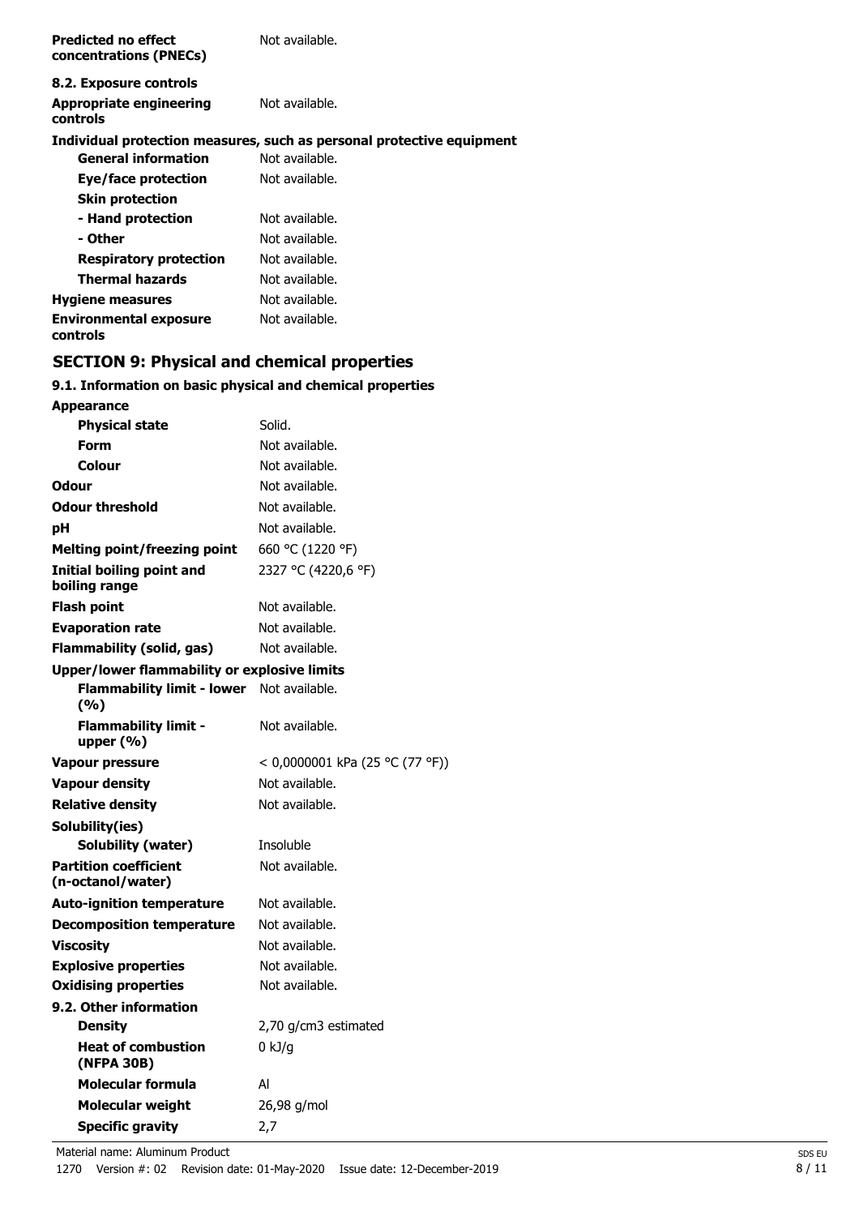| | |
|---|---|
| **Predicted no effect concentrations (PNECs)** | Not available. |

**8.2. Exposure controls**

| | |
|---|---|
| **Appropriate engineering controls** | Not available. |

**Individual protection measures, such as personal protective equipment**

| | |
|---|---|
| **General information** | Not available. |
| **Eye/face protection** | Not available. |
| **Skin protection** | |
| **- Hand protection** | Not available. |
| **- Other** | Not available. |
| **Respiratory protection** | Not available. |
| **Thermal hazards** | Not available. |
| **Hygiene measures** | Not available. |
| **Environmental exposure controls** | Not available. |

## SECTION 9: Physical and chemical properties

**9.1. Information on basic physical and chemical properties**

| | |
|---|---|
| **Appearance** | |
| **Physical state** | Solid. |
| **Form** | Not available. |
| **Colour** | Not available. |
| **Odour** | Not available. |
| **Odour threshold** | Not available. |
| **pH** | Not available. |
| **Melting point/freezing point** | 660 °C (1220 °F) |
| **Initial boiling point and boiling range** | 2327 °C (4220,6 °F) |
| **Flash point** | Not available. |
| **Evaporation rate** | Not available. |
| **Flammability (solid, gas)** | Not available. |
| **Upper/lower flammability or explosive limits** | |
| **Flammability limit - lower (%)** | Not available. |
| **Flammability limit - upper (%)** | Not available. |
| **Vapour pressure** | < 0,0000001 kPa (25 °C (77 °F)) |
| **Vapour density** | Not available. |
| **Relative density** | Not available. |
| **Solubility(ies)** | |
| **Solubility (water)** | Insoluble |
| **Partition coefficient (n-octanol/water)** | Not available. |
| **Auto-ignition temperature** | Not available. |
| **Decomposition temperature** | Not available. |
| **Viscosity** | Not available. |
| **Explosive properties** | Not available. |
| **Oxidising properties** | Not available. |

**9.2. Other information**

| | |
|---|---|
| **Density** | 2,70 g/cm3 estimated |
| **Heat of combustion (NFPA 30B)** | 0 kJ/g |
| **Molecular formula** | Al |
| **Molecular weight** | 26,98 g/mol |
| **Specific gravity** | 2,7 |

Material name: Aluminum Product

1270 Version #: 02 Revision date: 01-May-2020 Issue date: 12-December-2019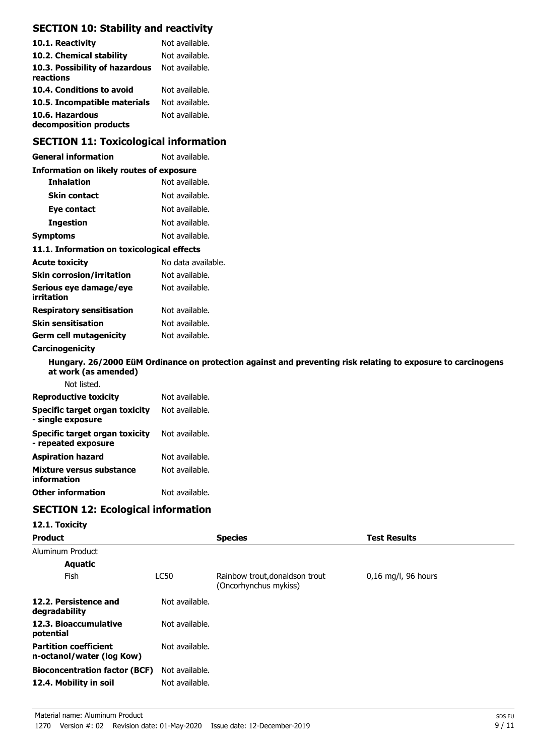## SECTION 10: Stability and reactivity

| | |
|---|---|
| **10.1. Reactivity** | Not available. |
| **10.2. Chemical stability** | Not available. |
| **10.3. Possibility of hazardous reactions** | Not available. |
| **10.4. Conditions to avoid** | Not available. |
| **10.5. Incompatible materials** | Not available. |
| **10.6. Hazardous decomposition products** | Not available. |

## SECTION 11: Toxicological information

| | |
|---|---|
| **General information** | Not available. |

**Information on likely routes of exposure**

| | |
|---|---|
| **Inhalation** | Not available. |
| **Skin contact** | Not available. |
| **Eye contact** | Not available. |
| **Ingestion** | Not available. |
| **Symptoms** | Not available. |

**11.1. Information on toxicological effects**

| | |
|---|---|
| **Acute toxicity** | No data available. |
| **Skin corrosion/irritation** | Not available. |
| **Serious eye damage/eye irritation** | Not available. |
| **Respiratory sensitisation** | Not available. |
| **Skin sensitisation** | Not available. |
| **Germ cell mutagenicity** | Not available. |

**Carcinogenicity**

**Hungary. 26/2000 EüM Ordinance on protection against and preventing risk relating to exposure to carcinogens at work (as amended)**

Not listed.

| | |
|---|---|
| **Reproductive toxicity** | Not available. |
| **Specific target organ toxicity - single exposure** | Not available. |
| **Specific target organ toxicity - repeated exposure** | Not available. |
| **Aspiration hazard** | Not available. |
| **Mixture versus substance information** | Not available. |
| **Other information** | Not available. |

## SECTION 12: Ecological information

**12.1. Toxicity**

| **Product** | | **Species** | **Test Results** |
|---|---|---|---|
| Aluminum Product | | | |
| **Aquatic** | | | |
| Fish | LC50 | Rainbow trout,donaldson trout (Oncorhynchus mykiss) | 0,16 mg/l, 96 hours |

| | |
|---|---|
| **12.2. Persistence and degradability** | Not available. |
| **12.3. Bioaccumulative potential** | Not available. |
| **Partition coefficient n-octanol/water (log Kow)** | Not available. |
| **Bioconcentration factor (BCF)** | Not available. |
| **12.4. Mobility in soil** | Not available. |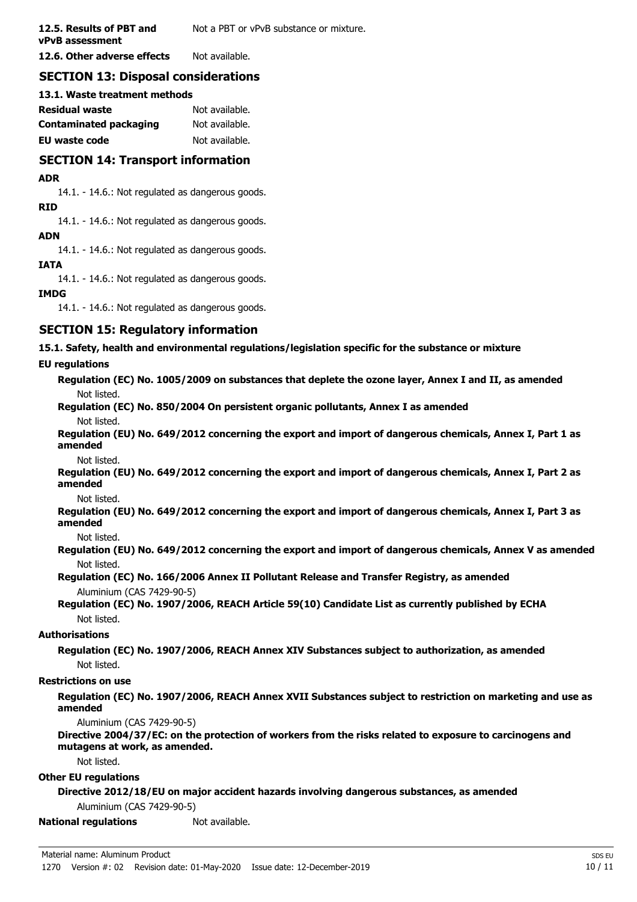| | |
|---|---|
| **12.5. Results of PBT and vPvB assessment** | Not a PBT or vPvB substance or mixture. |
| **12.6. Other adverse effects** | Not available. |

## SECTION 13: Disposal considerations

**13.1. Waste treatment methods**

| | |
|---|---|
| **Residual waste** | Not available. |
| **Contaminated packaging** | Not available. |
| **EU waste code** | Not available. |

## SECTION 14: Transport information

**ADR**

14.1. - 14.6.: Not regulated as dangerous goods.

**RID**

14.1. - 14.6.: Not regulated as dangerous goods.

**ADN**

14.1. - 14.6.: Not regulated as dangerous goods.

**IATA**

14.1. - 14.6.: Not regulated as dangerous goods.

**IMDG**

14.1. - 14.6.: Not regulated as dangerous goods.

## SECTION 15: Regulatory information

**15.1. Safety, health and environmental regulations/legislation specific for the substance or mixture**

**EU regulations**

**Regulation (EC) No. 1005/2009 on substances that deplete the ozone layer, Annex I and II, as amended**

Not listed.

**Regulation (EC) No. 850/2004 On persistent organic pollutants, Annex I as amended**

Not listed.

**Regulation (EU) No. 649/2012 concerning the export and import of dangerous chemicals, Annex I, Part 1 as amended**

Not listed.

**Regulation (EU) No. 649/2012 concerning the export and import of dangerous chemicals, Annex I, Part 2 as amended**

Not listed.

**Regulation (EU) No. 649/2012 concerning the export and import of dangerous chemicals, Annex I, Part 3 as amended**

Not listed.

**Regulation (EU) No. 649/2012 concerning the export and import of dangerous chemicals, Annex V as amended**

Not listed.

**Regulation (EC) No. 166/2006 Annex II Pollutant Release and Transfer Registry, as amended**

Aluminium (CAS 7429-90-5)

**Regulation (EC) No. 1907/2006, REACH Article 59(10) Candidate List as currently published by ECHA**

Not listed.

**Authorisations**

**Regulation (EC) No. 1907/2006, REACH Annex XIV Substances subject to authorization, as amended**

Not listed.

**Restrictions on use**

**Regulation (EC) No. 1907/2006, REACH Annex XVII Substances subject to restriction on marketing and use as amended**

Aluminium (CAS 7429-90-5)

**Directive 2004/37/EC: on the protection of workers from the risks related to exposure to carcinogens and mutagens at work, as amended.**

Not listed.

**Other EU regulations**

**Directive 2012/18/EU on major accident hazards involving dangerous substances, as amended**

Aluminium (CAS 7429-90-5)

**National regulations** Not available.

Material name: Aluminum Product

1270 Version #: 02 Revision date: 01-May-2020 Issue date: 12-December-2019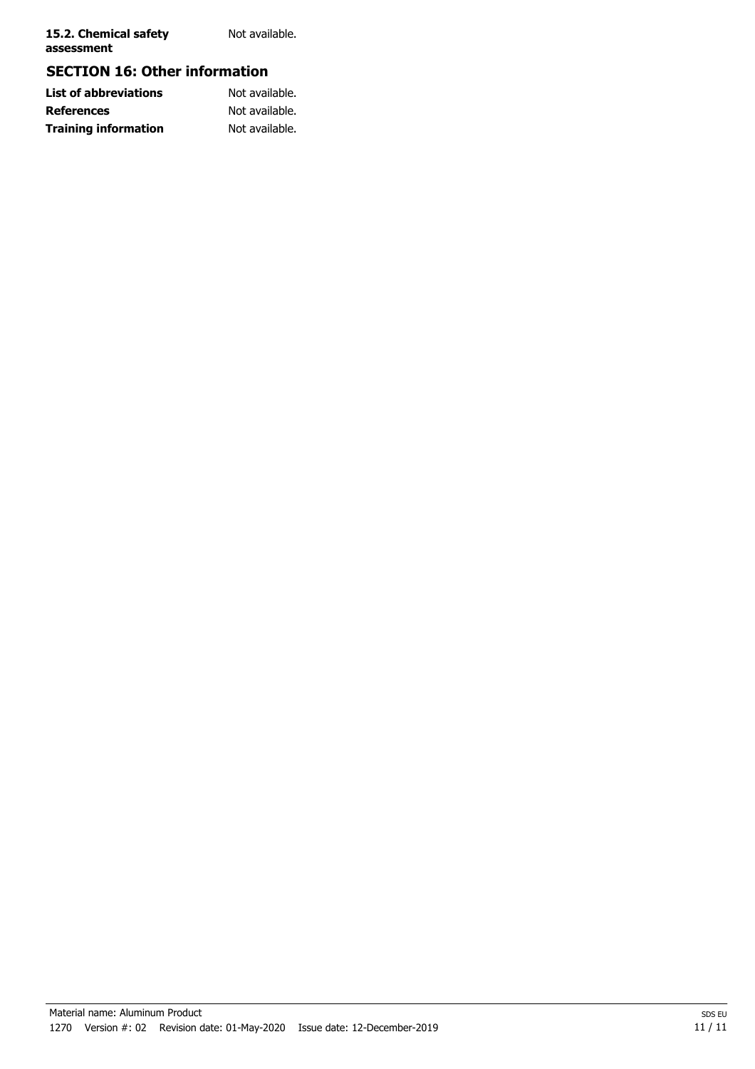| | |
|---|---|
| **15.2. Chemical safety assessment** | Not available. |

## SECTION 16: Other information

| | |
|---|---|
| **List of abbreviations** | Not available. |
| **References** | Not available. |
| **Training information** | Not available. |